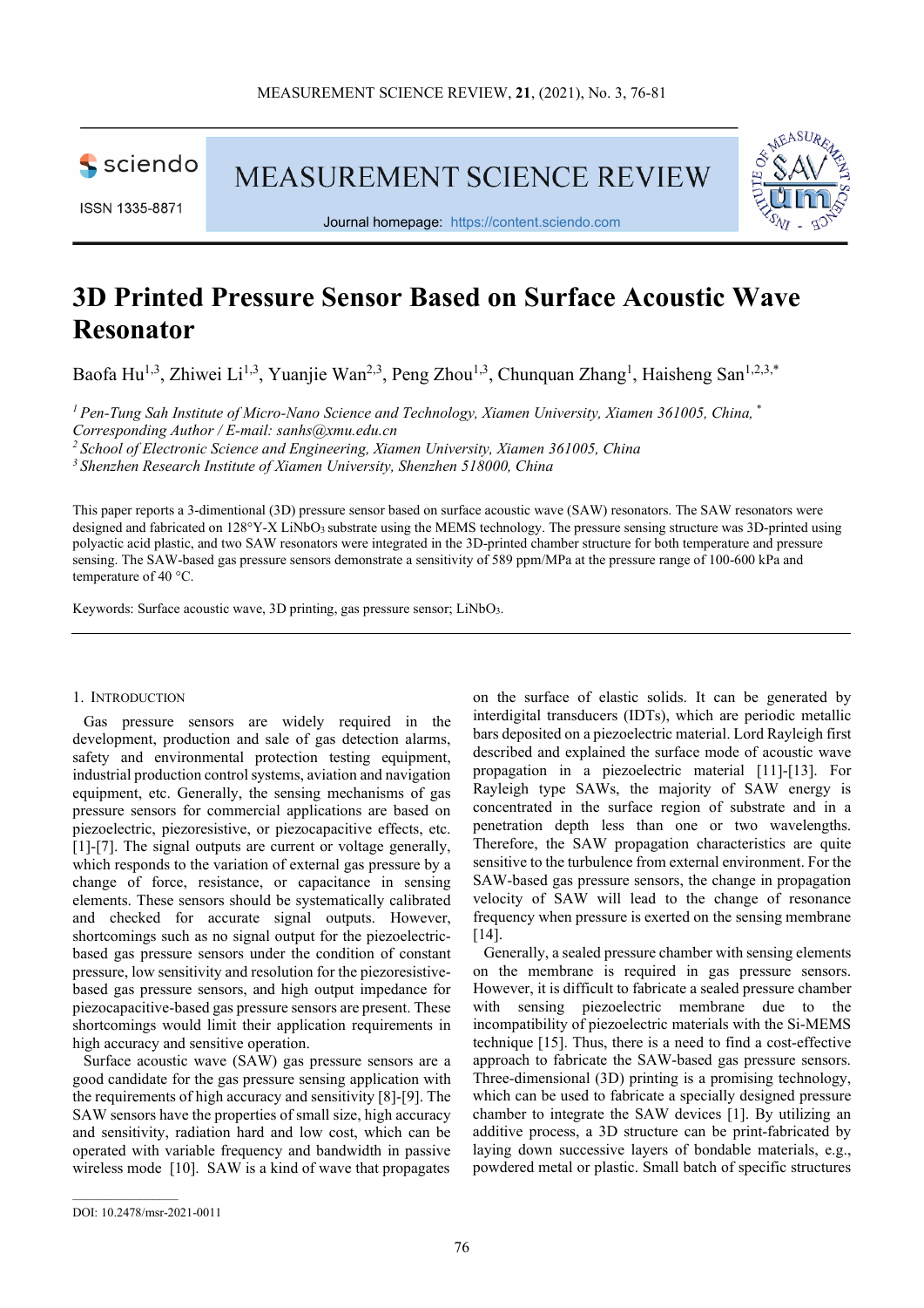# 3D Printed Pressure Sensor Based on Surface Acoustic Wave Resonator

Baofa Hu[1,3], Zhiwei Li[1,3], Yuanjie Wan[2,3], Peng Zhou[1,3], Chunquan Zhang[1], Haisheng San[1,2,3,*]

*[1] Pen-Tung Sah Institute of Micro-Nano Science and Technology, Xiamen University, Xiamen 361005, China, [*] Corresponding Author / E-mail: sanhs@xmu.edu.cn*
*[2] School of Electronic Science and Engineering, Xiamen University, Xiamen 361005, China*
*[3] Shenzhen Research Institute of Xiamen University, Shenzhen 518000, China*

This paper reports a 3-dimentional (3D) pressure sensor based on surface acoustic wave (SAW) resonators. The SAW resonators were designed and fabricated on 128°Y-X $LiNbO_3$ substrate using the MEMS technology. The pressure sensing structure was 3D-printed using polyactic acid plastic, and two SAW resonators were integrated in the 3D-printed chamber structure for both temperature and pressure sensing. The SAW-based gas pressure sensors demonstrate a sensitivity of 589 ppm/MPa at the pressure range of 100-600 kPa and temperature of 40 °C.

Keywords: Surface acoustic wave, 3D printing, gas pressure sensor; $LiNbO_3$.

## 1. Introduction

Gas pressure sensors are widely required in the development, production and sale of gas detection alarms, safety and environmental protection testing equipment, industrial production control systems, aviation and navigation equipment, etc. Generally, the sensing mechanisms of gas pressure sensors for commercial applications are based on piezoelectric, piezoresistive, or piezocapacitive effects, etc. [1]-[7]. The signal outputs are current or voltage generally, which responds to the variation of external gas pressure by a change of force, resistance, or capacitance in sensing elements. These sensors should be systematically calibrated and checked for accurate signal outputs. However, shortcomings such as no signal output for the piezoelectric-based gas pressure sensors under the condition of constant pressure, low sensitivity and resolution for the piezoresistive-based gas pressure sensors, and high output impedance for piezocapacitive-based gas pressure sensors are present. These shortcomings would limit their application requirements in high accuracy and sensitive operation.

Surface acoustic wave (SAW) gas pressure sensors are a good candidate for the gas pressure sensing application with the requirements of high accuracy and sensitivity [8]-[9]. The SAW sensors have the properties of small size, high accuracy and sensitivity, radiation hard and low cost, which can be operated with variable frequency and bandwidth in passive wireless mode [10]. SAW is a kind of wave that propagates on the surface of elastic solids. It can be generated by interdigital transducers (IDTs), which are periodic metallic bars deposited on a piezoelectric material. Lord Rayleigh first described and explained the surface mode of acoustic wave propagation in a piezoelectric material [11]-[13]. For Rayleigh type SAWs, the majority of SAW energy is concentrated in the surface region of substrate and in a penetration depth less than one or two wavelengths. Therefore, the SAW propagation characteristics are quite sensitive to the turbulence from external environment. For the SAW-based gas pressure sensors, the change in propagation velocity of SAW will lead to the change of resonance frequency when pressure is exerted on the sensing membrane [14].

Generally, a sealed pressure chamber with sensing elements on the membrane is required in gas pressure sensors. However, it is difficult to fabricate a sealed pressure chamber with sensing piezoelectric membrane due to the incompatibility of piezoelectric materials with the Si-MEMS technique [15]. Thus, there is a need to find a cost-effective approach to fabricate the SAW-based gas pressure sensors. Three-dimensional (3D) printing is a promising technology, which can be used to fabricate a specially designed pressure chamber to integrate the SAW devices [1]. By utilizing an additive process, a 3D structure can be print-fabricated by laying down successive layers of bondable materials, e.g., powdered metal or plastic. Small batch of specific structures

DOI: 10.2478/msr-2021-0011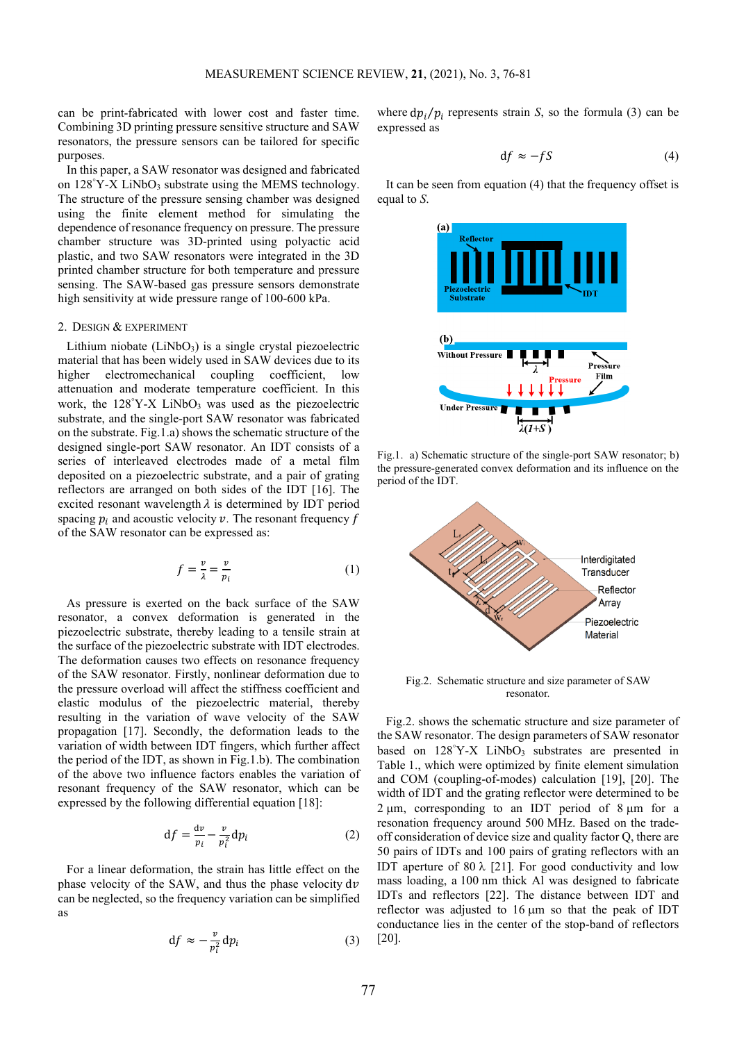can be print-fabricated with lower cost and faster time. Combining 3D printing pressure sensitive structure and SAW resonators, the pressure sensors can be tailored for specific purposes.

In this paper, a SAW resonator was designed and fabricated on 128°Y-X $LiNbO_3$ substrate using the MEMS technology. The structure of the pressure sensing chamber was designed using the finite element method for simulating the dependence of resonance frequency on pressure. The pressure chamber structure was 3D-printed using polyactic acid plastic, and two SAW resonators were integrated in the 3D printed chamber structure for both temperature and pressure sensing. The SAW-based gas pressure sensors demonstrate high sensitivity at wide pressure range of 100-600 kPa.

## 2. Design & experiment

Lithium niobate ($LiNbO_3$) is a single crystal piezoelectric material that has been widely used in SAW devices due to its higher electromechanical coupling coefficient, low attenuation and moderate temperature coefficient. In this work, the 128°Y-X $LiNbO_3$ was used as the piezoelectric substrate, and the single-port SAW resonator was fabricated on the substrate. Fig.1.a) shows the schematic structure of the designed single-port SAW resonator. An IDT consists of a series of interleaved electrodes made of a metal film deposited on a piezoelectric substrate, and a pair of grating reflectors are arranged on both sides of the IDT [16]. The excited resonant wavelength $\lambda$ is determined by IDT period spacing $p_i$ and acoustic velocity $v$. The resonant frequency $f$ of the SAW resonator can be expressed as:

$$f = \frac{v}{\lambda} = \frac{v}{p_i} \tag{1}$$

As pressure is exerted on the back surface of the SAW resonator, a convex deformation is generated in the piezoelectric substrate, thereby leading to a tensile strain at the surface of the piezoelectric substrate with IDT electrodes. The deformation causes two effects on resonance frequency of the SAW resonator. Firstly, nonlinear deformation due to the pressure overload will affect the stiffness coefficient and elastic modulus of the piezoelectric material, thereby resulting in the variation of wave velocity of the SAW propagation [17]. Secondly, the deformation leads to the variation of width between IDT fingers, which further affect the period of the IDT, as shown in Fig.1.b). The combination of the above two influence factors enables the variation of resonant frequency of the SAW resonator, which can be expressed by the following differential equation [18]:

$$\mathrm{d}f = \frac{\mathrm{d}v}{p_i} - \frac{v}{p_i^2}\mathrm{d}p_i \tag{2}$$

For a linear deformation, the strain has little effect on the phase velocity of the SAW, and thus the phase velocity $\mathrm{d}v$ can be neglected, so the frequency variation can be simplified as

$$\mathrm{d}f \approx -\frac{v}{p_i^2}\mathrm{d}p_i \tag{3}$$

where $\mathrm{d}p_i/p_i$ represents strain $S$, so the formula (3) can be expressed as

$$\mathrm{d}f \approx -fS \tag{4}$$

It can be seen from equation (4) that the frequency offset is equal to $S$.

Fig.1. a) Schematic structure of the single-port SAW resonator; b) the pressure-generated convex deformation and its influence on the period of the IDT.

Fig.2. Schematic structure and size parameter of SAW resonator.

Fig.2. shows the schematic structure and size parameter of the SAW resonator. The design parameters of SAW resonator based on 128°Y-X $LiNbO_3$ substrates are presented in Table 1., which were optimized by finite element simulation and COM (coupling-of-modes) calculation [19], [20]. The width of IDT and the grating reflector were determined to be 2 µm, corresponding to an IDT period of 8 µm for a resonation frequency around 500 MHz. Based on the trade-off consideration of device size and quality factor Q, there are 50 pairs of IDTs and 100 pairs of grating reflectors with an IDT aperture of 80 λ [21]. For good conductivity and low mass loading, a 100 nm thick Al was designed to fabricate IDTs and reflectors [22]. The distance between IDT and reflector was adjusted to 16 µm so that the peak of IDT conductance lies in the center of the stop-band of reflectors [20].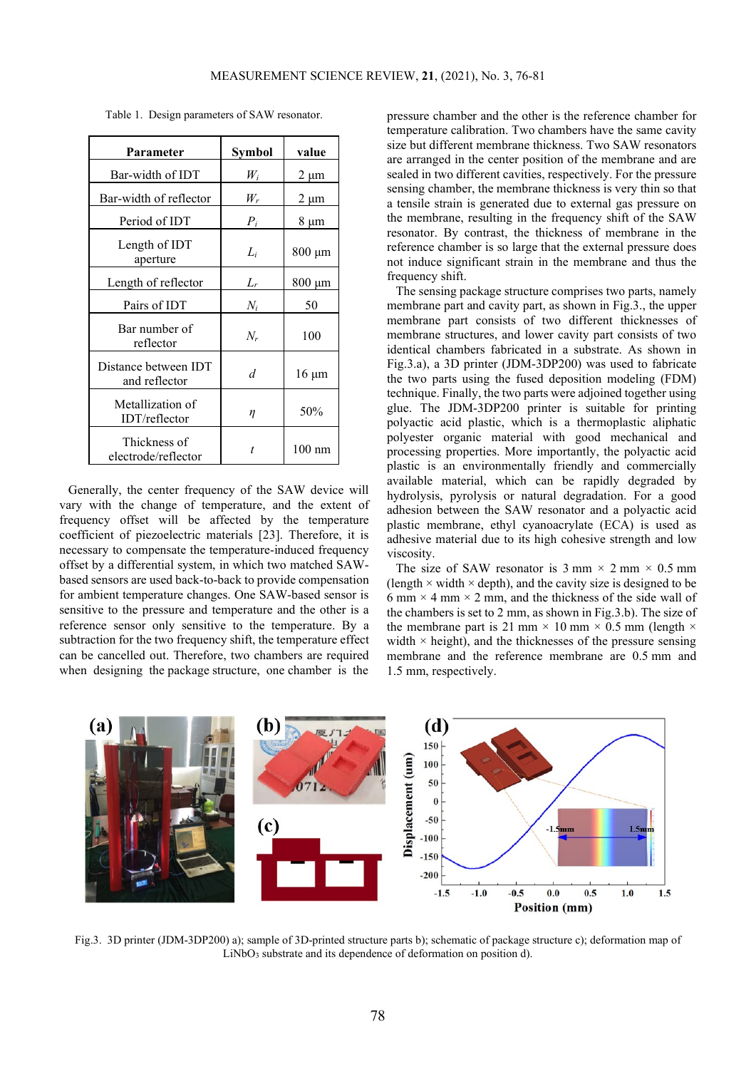Table 1. Design parameters of SAW resonator.

| Parameter | Symbol | value |
|---|---|---|
| Bar-width of IDT | $W_i$ | 2 μm |
| Bar-width of reflector | $W_r$ | 2 μm |
| Period of IDT | $P_i$ | 8 μm |
| Length of IDT aperture | $L_i$ | 800 μm |
| Length of reflector | $L_r$ | 800 μm |
| Pairs of IDT | $N_i$ | 50 |
| Bar number of reflector | $N_r$ | 100 |
| Distance between IDT and reflector | $d$ | 16 μm |
| Metallization of IDT/reflector | $\eta$ | 50% |
| Thickness of electrode/reflector | $t$ | 100 nm |

Generally, the center frequency of the SAW device will vary with the change of temperature, and the extent of frequency offset will be affected by the temperature coefficient of piezoelectric materials [23]. Therefore, it is necessary to compensate the temperature-induced frequency offset by a differential system, in which two matched SAW-based sensors are used back-to-back to provide compensation for ambient temperature changes. One SAW-based sensor is sensitive to the pressure and temperature and the other is a reference sensor only sensitive to the temperature. By subtraction for the two frequency shift, the temperature effect can be cancelled out. Therefore, two chambers are required when designing the package structure, one chamber is the pressure chamber and the other is the reference chamber for temperature calibration. Two chambers have the same cavity size but different membrane thickness. Two SAW resonators are arranged in the center position of the membrane and are sealed in two different cavities, respectively. For the pressure sensing chamber, the membrane thickness is very thin so that a tensile strain is generated due to external gas pressure on the membrane, resulting in the frequency shift of the SAW resonator. By contrast, the thickness of membrane in the reference chamber is so large that the external pressure does not induce significant strain in the membrane and thus the frequency shift.

The sensing package structure comprises two parts, namely membrane part and cavity part, as shown in Fig.3., the upper membrane part consists of two different thicknesses of membrane structures, and lower cavity part consists of two identical chambers fabricated in a substrate. As shown in Fig.3.a), a 3D printer (JDM-3DP200) was used to fabricate the two parts using the fused deposition modeling (FDM) technique. Finally, the two parts were adjoined together using glue. The JDM-3DP200 printer is suitable for printing polyactic acid plastic, which is a thermoplastic aliphatic polyester organic material with good mechanical and processing properties. More importantly, the polyactic acid plastic is an environmentally friendly and commercially available material, which can be rapidly degraded by hydrolysis, pyrolysis or natural degradation. For a good adhesion between the SAW resonator and a polyactic acid plastic membrane, ethyl cyanoacrylate (ECA) is used as adhesive material due to its high cohesive strength and low viscosity.

The size of SAW resonator is 3 mm × 2 mm × 0.5 mm (length × width × depth), and the cavity size is designed to be 6 mm × 4 mm × 2 mm, and the thickness of the side wall of the chambers is set to 2 mm, as shown in Fig.3.b). The size of the membrane part is 21 mm × 10 mm × 0.5 mm (length × width × height), and the thicknesses of the pressure sensing membrane and the reference membrane are 0.5 mm and 1.5 mm, respectively.

Fig.3. 3D printer (JDM-3DP200) a); sample of 3D-printed structure parts b); schematic of package structure c); deformation map of $LiNbO_3$ substrate and its dependence of deformation on position d).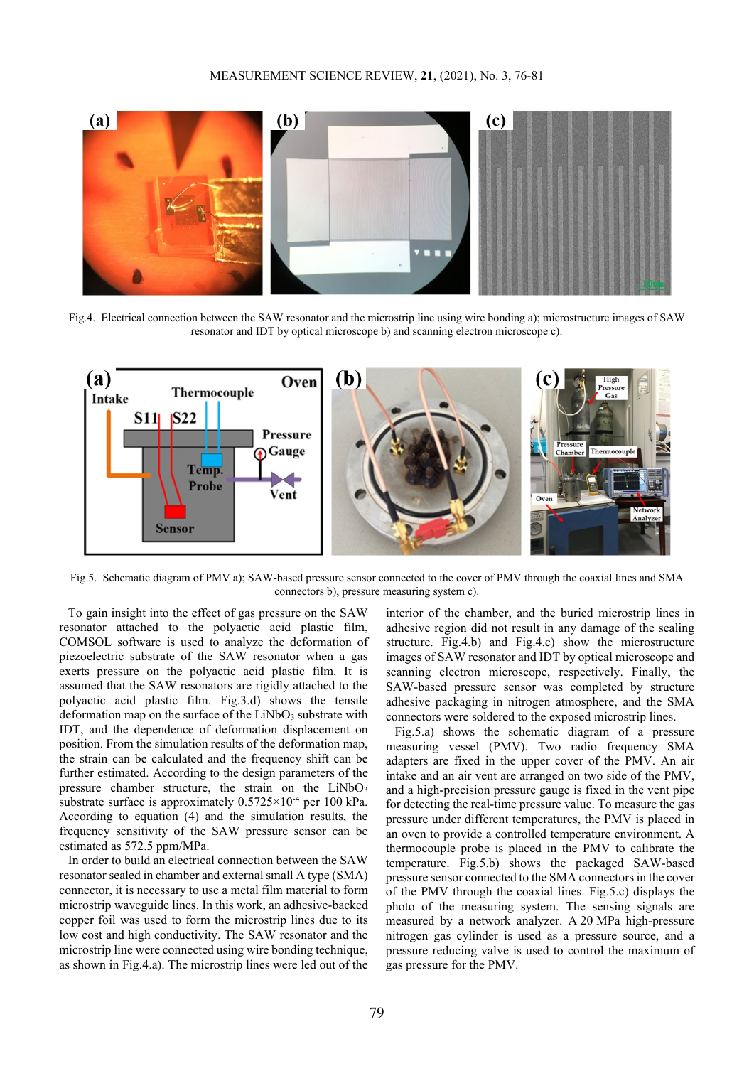Fig.4. Electrical connection between the SAW resonator and the microstrip line using wire bonding a); microstructure images of SAW resonator and IDT by optical microscope b) and scanning electron microscope c).

Fig.5. Schematic diagram of PMV a); SAW-based pressure sensor connected to the cover of PMV through the coaxial lines and SMA connectors b), pressure measuring system c).

To gain insight into the effect of gas pressure on the SAW resonator attached to the polyactic acid plastic film, COMSOL software is used to analyze the deformation of piezoelectric substrate of the SAW resonator when a gas exerts pressure on the polyactic acid plastic film. It is assumed that the SAW resonators are rigidly attached to the polyactic acid plastic film. Fig.3.d) shows the tensile deformation map on the surface of the $LiNbO_3$ substrate with IDT, and the dependence of deformation displacement on position. From the simulation results of the deformation map, the strain can be calculated and the frequency shift can be further estimated. According to the design parameters of the pressure chamber structure, the strain on the $LiNbO_3$ substrate surface is approximately $0.5725 \times 10^{-4}$ per 100 kPa. According to equation (4) and the simulation results, the frequency sensitivity of the SAW pressure sensor can be estimated as 572.5 ppm/MPa.

In order to build an electrical connection between the SAW resonator sealed in chamber and external small A type (SMA) connector, it is necessary to use a metal film material to form microstrip waveguide lines. In this work, an adhesive-backed copper foil was used to form the microstrip lines due to its low cost and high conductivity. The SAW resonator and the microstrip line were connected using wire bonding technique, as shown in Fig.4.a). The microstrip lines were led out of the interior of the chamber, and the buried microstrip lines in adhesive region did not result in any damage of the sealing structure. Fig.4.b) and Fig.4.c) show the microstructure images of SAW resonator and IDT by optical microscope and scanning electron microscope, respectively. Finally, the SAW-based pressure sensor was completed by structure adhesive packaging in nitrogen atmosphere, and the SMA connectors were soldered to the exposed microstrip lines.

Fig.5.a) shows the schematic diagram of a pressure measuring vessel (PMV). Two radio frequency SMA adapters are fixed in the upper cover of the PMV. An air intake and an air vent are arranged on two side of the PMV, and a high-precision pressure gauge is fixed in the vent pipe for detecting the real-time pressure value. To measure the gas pressure under different temperatures, the PMV is placed in an oven to provide a controlled temperature environment. A thermocouple probe is placed in the PMV to calibrate the temperature. Fig.5.b) shows the packaged SAW-based pressure sensor connected to the SMA connectors in the cover of the PMV through the coaxial lines. Fig.5.c) displays the photo of the measuring system. The sensing signals are measured by a network analyzer. A 20 MPa high-pressure nitrogen gas cylinder is used as a pressure source, and a pressure reducing valve is used to control the maximum of gas pressure for the PMV.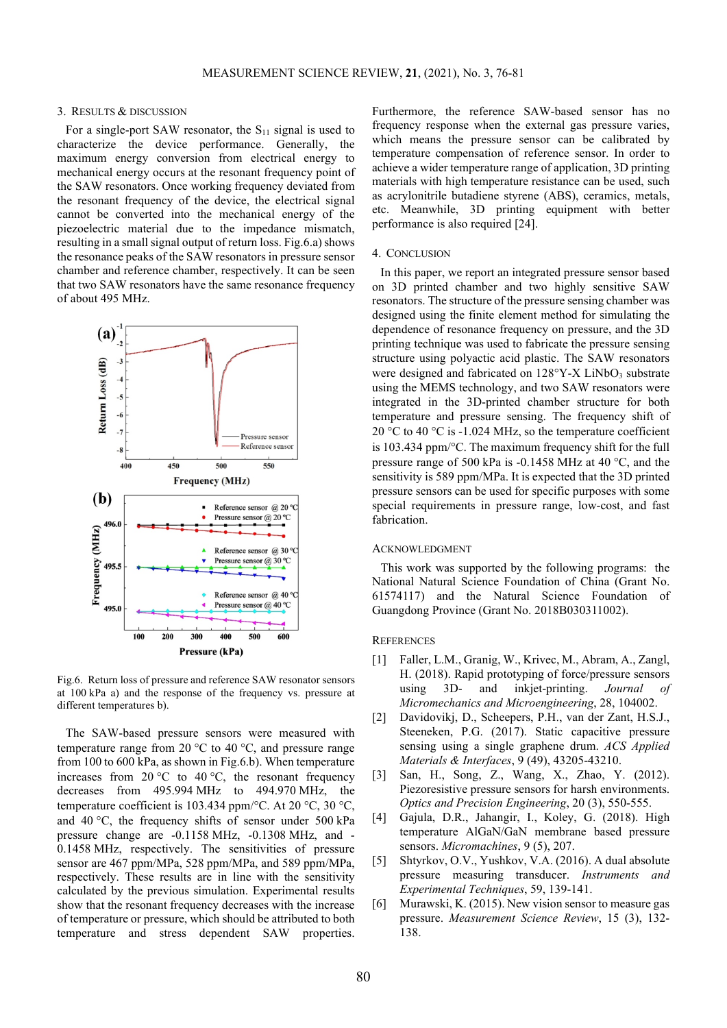## 3. Results & Discussion

For a single-port SAW resonator, the $S_{11}$ signal is used to characterize the device performance. Generally, the maximum energy conversion from electrical energy to mechanical energy occurs at the resonant frequency point of the SAW resonators. Once working frequency deviated from the resonant frequency of the device, the electrical signal cannot be converted into the mechanical energy of the piezoelectric material due to the impedance mismatch, resulting in a small signal output of return loss. Fig.6.a) shows the resonance peaks of the SAW resonators in pressure sensor chamber and reference chamber, respectively. It can be seen that two SAW resonators have the same resonance frequency of about 495 MHz.

Fig.6. Return loss of pressure and reference SAW resonator sensors at 100 kPa a) and the response of the frequency vs. pressure at different temperatures b).

The SAW-based pressure sensors were measured with temperature range from 20 °C to 40 °C, and pressure range from 100 to 600 kPa, as shown in Fig.6.b). When temperature increases from 20 °C to 40 °C, the resonant frequency decreases from 495.994 MHz to 494.970 MHz, the temperature coefficient is 103.434 ppm/°C. At 20 °C, 30 °C, and 40 °C, the frequency shifts of sensor under 500 kPa pressure change are -0.1158 MHz, -0.1308 MHz, and -0.1458 MHz, respectively. The sensitivities of pressure sensor are 467 ppm/MPa, 528 ppm/MPa, and 589 ppm/MPa, respectively. These results are in line with the sensitivity calculated by the previous simulation. Experimental results show that the resonant frequency decreases with the increase of temperature or pressure, which should be attributed to both temperature and stress dependent SAW properties. Furthermore, the reference SAW-based sensor has no frequency response when the external gas pressure varies, which means the pressure sensor can be calibrated by temperature compensation of reference sensor. In order to achieve a wider temperature range of application, 3D printing materials with high temperature resistance can be used, such as acrylonitrile butadiene styrene (ABS), ceramics, metals, etc. Meanwhile, 3D printing equipment with better performance is also required [24].

## 4. Conclusion

In this paper, we report an integrated pressure sensor based on 3D printed chamber and two highly sensitive SAW resonators. The structure of the pressure sensing chamber was designed using the finite element method for simulating the dependence of resonance frequency on pressure, and the 3D printing technique was used to fabricate the pressure sensing structure using polyactic acid plastic. The SAW resonators were designed and fabricated on 128°Y-X $LiNbO_3$ substrate using the MEMS technology, and two SAW resonators were integrated in the 3D-printed chamber structure for both temperature and pressure sensing. The frequency shift of 20 °C to 40 °C is -1.024 MHz, so the temperature coefficient is 103.434 ppm/°C. The maximum frequency shift for the full pressure range of 500 kPa is -0.1458 MHz at 40 °C, and the sensitivity is 589 ppm/MPa. It is expected that the 3D printed pressure sensors can be used for specific purposes with some special requirements in pressure range, low-cost, and fast fabrication.

## Acknowledgment

This work was supported by the following programs: the National Natural Science Foundation of China (Grant No. 61574117) and the Natural Science Foundation of Guangdong Province (Grant No. 2018B030311002).

## References

[1] Faller, L.M., Granig, W., Krivec, M., Abram, A., Zangl, H. (2018). Rapid prototyping of force/pressure sensors using 3D- and inkjet-printing. *Journal of Micromechanics and Microengineering*, 28, 104002.

[2] Davidovikj, D., Scheepers, P.H., van der Zant, H.S.J., Steeneken, P.G. (2017). Static capacitive pressure sensing using a single graphene drum. *ACS Applied Materials & Interfaces*, 9 (49), 43205-43210.

[3] San, H., Song, Z., Wang, X., Zhao, Y. (2012). Piezoresistive pressure sensors for harsh environments. *Optics and Precision Engineering*, 20 (3), 550-555.

[4] Gajula, D.R., Jahangir, I., Koley, G. (2018). High temperature AlGaN/GaN membrane based pressure sensors. *Micromachines*, 9 (5), 207.

[5] Shtyrkov, O.V., Yushkov, V.A. (2016). A dual absolute pressure measuring transducer. *Instruments and Experimental Techniques*, 59, 139-141.

[6] Murawski, K. (2015). New vision sensor to measure gas pressure. *Measurement Science Review*, 15 (3), 132-138.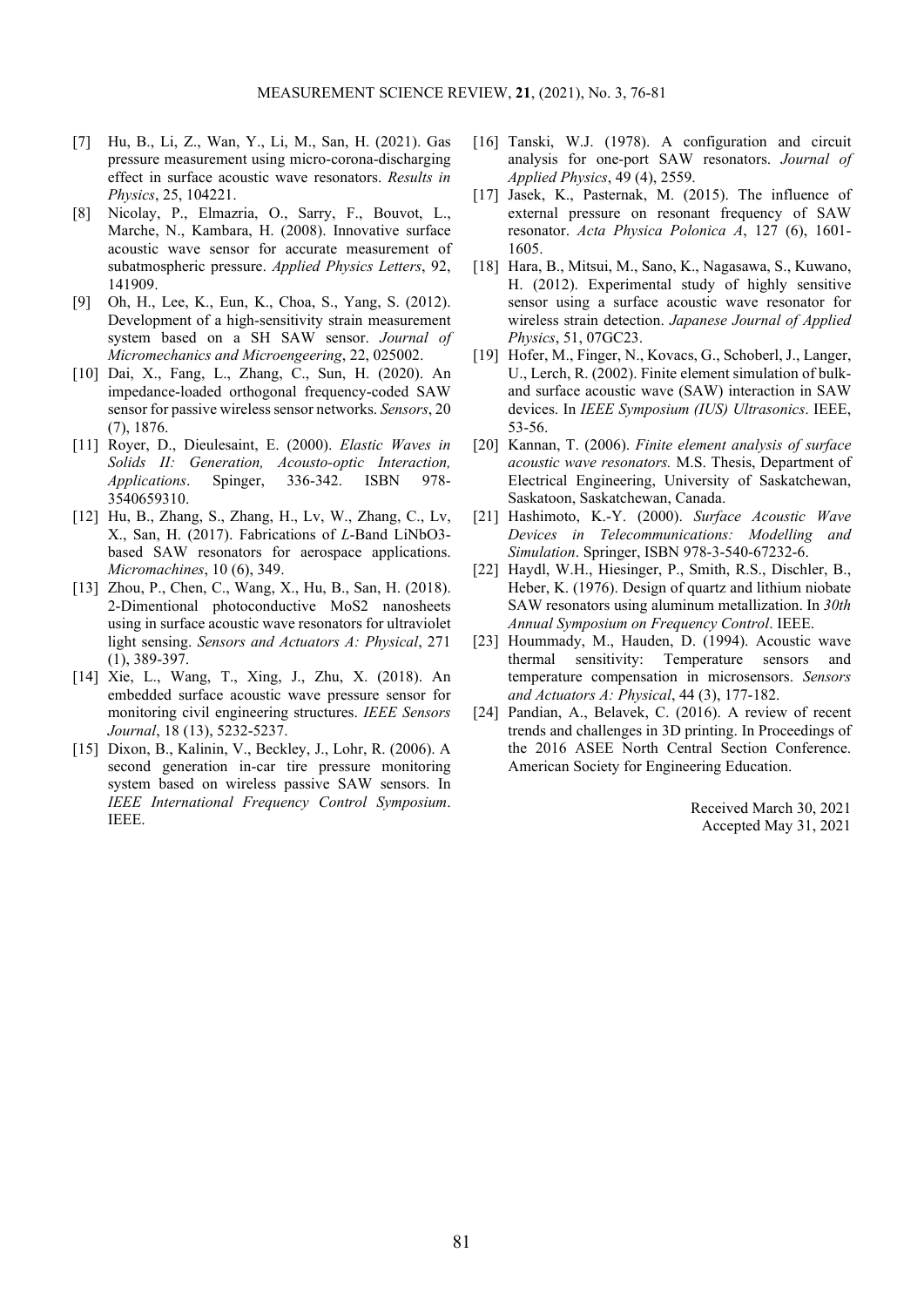[7] Hu, B., Li, Z., Wan, Y., Li, M., San, H. (2021). Gas pressure measurement using micro-corona-discharging effect in surface acoustic wave resonators. *Results in Physics*, 25, 104221.

[8] Nicolay, P., Elmazria, O., Sarry, F., Bouvot, L., Marche, N., Kambara, H. (2008). Innovative surface acoustic wave sensor for accurate measurement of subatmospheric pressure. *Applied Physics Letters*, 92, 141909.

[9] Oh, H., Lee, K., Eun, K., Choa, S., Yang, S. (2012). Development of a high-sensitivity strain measurement system based on a SH SAW sensor. *Journal of Micromechanics and Microengeering*, 22, 025002.

[10] Dai, X., Fang, L., Zhang, C., Sun, H. (2020). An impedance-loaded orthogonal frequency-coded SAW sensor for passive wireless sensor networks. *Sensors*, 20 (7), 1876.

[11] Royer, D., Dieulesaint, E. (2000). *Elastic Waves in Solids II: Generation, Acousto-optic Interaction, Applications*. Spinger, 336-342. ISBN 978-3540659310.

[12] Hu, B., Zhang, S., Zhang, H., Lv, W., Zhang, C., Lv, X., San, H. (2017). Fabrications of *L*-Band LiNbO3-based SAW resonators for aerospace applications. *Micromachines*, 10 (6), 349.

[13] Zhou, P., Chen, C., Wang, X., Hu, B., San, H. (2018). 2-Dimentional photoconductive MoS2 nanosheets using in surface acoustic wave resonators for ultraviolet light sensing. *Sensors and Actuators A: Physical*, 271 (1), 389-397.

[14] Xie, L., Wang, T., Xing, J., Zhu, X. (2018). An embedded surface acoustic wave pressure sensor for monitoring civil engineering structures. *IEEE Sensors Journal*, 18 (13), 5232-5237.

[15] Dixon, B., Kalinin, V., Beckley, J., Lohr, R. (2006). A second generation in-car tire pressure monitoring system based on wireless passive SAW sensors. In *IEEE International Frequency Control Symposium*. IEEE.

[16] Tanski, W.J. (1978). A configuration and circuit analysis for one-port SAW resonators. *Journal of Applied Physics*, 49 (4), 2559.

[17] Jasek, K., Pasternak, M. (2015). The influence of external pressure on resonant frequency of SAW resonator. *Acta Physica Polonica A*, 127 (6), 1601-1605.

[18] Hara, B., Mitsui, M., Sano, K., Nagasawa, S., Kuwano, H. (2012). Experimental study of highly sensitive sensor using a surface acoustic wave resonator for wireless strain detection. *Japanese Journal of Applied Physics*, 51, 07GC23.

[19] Hofer, M., Finger, N., Kovacs, G., Schoberl, J., Langer, U., Lerch, R. (2002). Finite element simulation of bulk- and surface acoustic wave (SAW) interaction in SAW devices. In *IEEE Symposium (IUS) Ultrasonics*. IEEE, 53-56.

[20] Kannan, T. (2006). *Finite element analysis of surface acoustic wave resonators.* M.S. Thesis, Department of Electrical Engineering, University of Saskatchewan, Saskatoon, Saskatchewan, Canada.

[21] Hashimoto, K.-Y. (2000). *Surface Acoustic Wave Devices in Telecommunications: Modelling and Simulation*. Springer, ISBN 978-3-540-67232-6.

[22] Haydl, W.H., Hiesinger, P., Smith, R.S., Dischler, B., Heber, K. (1976). Design of quartz and lithium niobate SAW resonators using aluminum metallization. In *30th Annual Symposium on Frequency Control*. IEEE.

[23] Hoummady, M., Hauden, D. (1994). Acoustic wave thermal sensitivity: Temperature sensors and temperature compensation in microsensors. *Sensors and Actuators A: Physical*, 44 (3), 177-182.

[24] Pandian, A., Belavek, C. (2016). A review of recent trends and challenges in 3D printing. In Proceedings of the 2016 ASEE North Central Section Conference. American Society for Engineering Education.

Received March 30, 2021
Accepted May 31, 2021